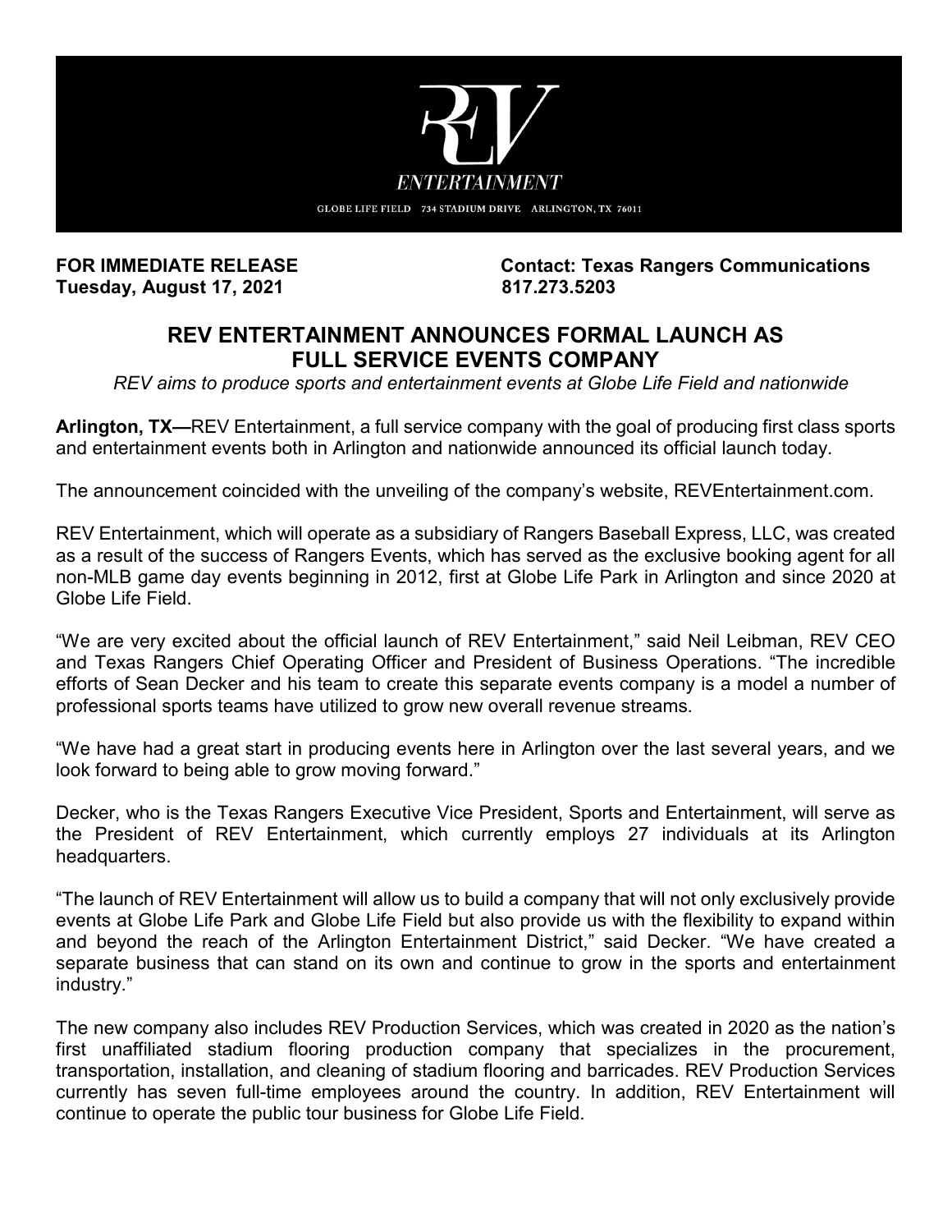REV ENTERTAINMENT

GLOBE LIFE FIELD 734 STADIUM DRIVE ARLINGTON, TX 76011

**FOR IMMEDIATE RELEASE**
**Tuesday, August 17, 2021**

**Contact: Texas Rangers Communications**
**817.273.5203**

## REV ENTERTAINMENT ANNOUNCES FORMAL LAUNCH AS FULL SERVICE EVENTS COMPANY

*REV aims to produce sports and entertainment events at Globe Life Field and nationwide*

**Arlington, TX—**REV Entertainment, a full service company with the goal of producing first class sports and entertainment events both in Arlington and nationwide announced its official launch today.

The announcement coincided with the unveiling of the company's website, REVEntertainment.com.

REV Entertainment, which will operate as a subsidiary of Rangers Baseball Express, LLC, was created as a result of the success of Rangers Events, which has served as the exclusive booking agent for all non-MLB game day events beginning in 2012, first at Globe Life Park in Arlington and since 2020 at Globe Life Field.

"We are very excited about the official launch of REV Entertainment," said Neil Leibman, REV CEO and Texas Rangers Chief Operating Officer and President of Business Operations. "The incredible efforts of Sean Decker and his team to create this separate events company is a model a number of professional sports teams have utilized to grow new overall revenue streams.

"We have had a great start in producing events here in Arlington over the last several years, and we look forward to being able to grow moving forward."

Decker, who is the Texas Rangers Executive Vice President, Sports and Entertainment, will serve as the President of REV Entertainment, which currently employs 27 individuals at its Arlington headquarters.

"The launch of REV Entertainment will allow us to build a company that will not only exclusively provide events at Globe Life Park and Globe Life Field but also provide us with the flexibility to expand within and beyond the reach of the Arlington Entertainment District," said Decker. "We have created a separate business that can stand on its own and continue to grow in the sports and entertainment industry."

The new company also includes REV Production Services, which was created in 2020 as the nation's first unaffiliated stadium flooring production company that specializes in the procurement, transportation, installation, and cleaning of stadium flooring and barricades. REV Production Services currently has seven full-time employees around the country. In addition, REV Entertainment will continue to operate the public tour business for Globe Life Field.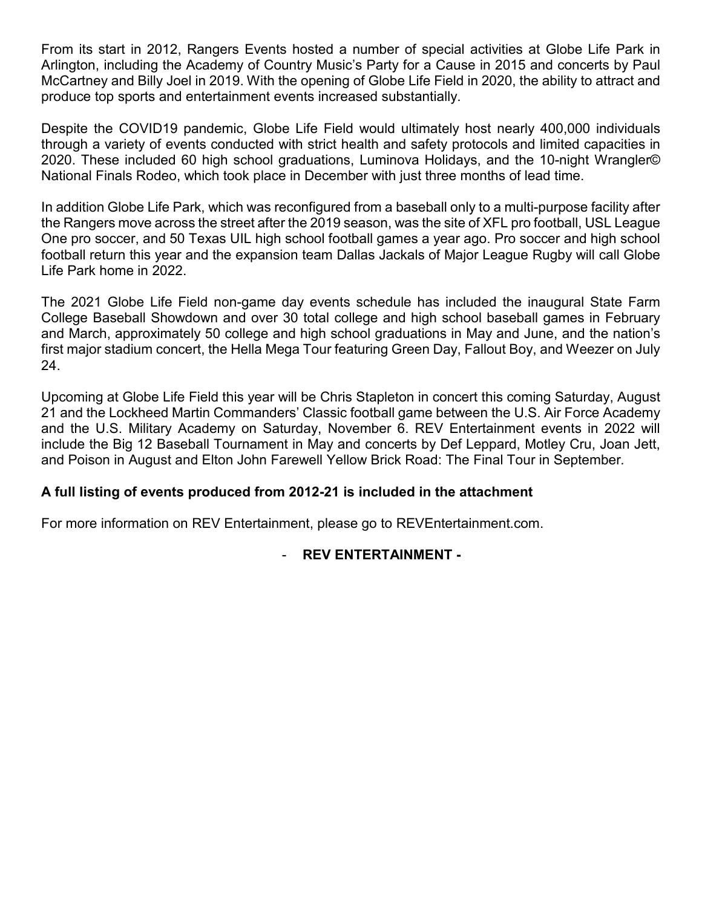From its start in 2012, Rangers Events hosted a number of special activities at Globe Life Park in Arlington, including the Academy of Country Music's Party for a Cause in 2015 and concerts by Paul McCartney and Billy Joel in 2019. With the opening of Globe Life Field in 2020, the ability to attract and produce top sports and entertainment events increased substantially.

Despite the COVID19 pandemic, Globe Life Field would ultimately host nearly 400,000 individuals through a variety of events conducted with strict health and safety protocols and limited capacities in 2020. These included 60 high school graduations, Luminova Holidays, and the 10-night Wrangler© National Finals Rodeo, which took place in December with just three months of lead time.

In addition Globe Life Park, which was reconfigured from a baseball only to a multi-purpose facility after the Rangers move across the street after the 2019 season, was the site of XFL pro football, USL League One pro soccer, and 50 Texas UIL high school football games a year ago. Pro soccer and high school football return this year and the expansion team Dallas Jackals of Major League Rugby will call Globe Life Park home in 2022.

The 2021 Globe Life Field non-game day events schedule has included the inaugural State Farm College Baseball Showdown and over 30 total college and high school baseball games in February and March, approximately 50 college and high school graduations in May and June, and the nation's first major stadium concert, the Hella Mega Tour featuring Green Day, Fallout Boy, and Weezer on July 24.

Upcoming at Globe Life Field this year will be Chris Stapleton in concert this coming Saturday, August 21 and the Lockheed Martin Commanders' Classic football game between the U.S. Air Force Academy and the U.S. Military Academy on Saturday, November 6. REV Entertainment events in 2022 will include the Big 12 Baseball Tournament in May and concerts by Def Leppard, Motley Cru, Joan Jett, and Poison in August and Elton John Farewell Yellow Brick Road: The Final Tour in September.

**A full listing of events produced from 2012-21 is included in the attachment**

For more information on REV Entertainment, please go to REVEntertainment.com.

- **REV ENTERTAINMENT -**